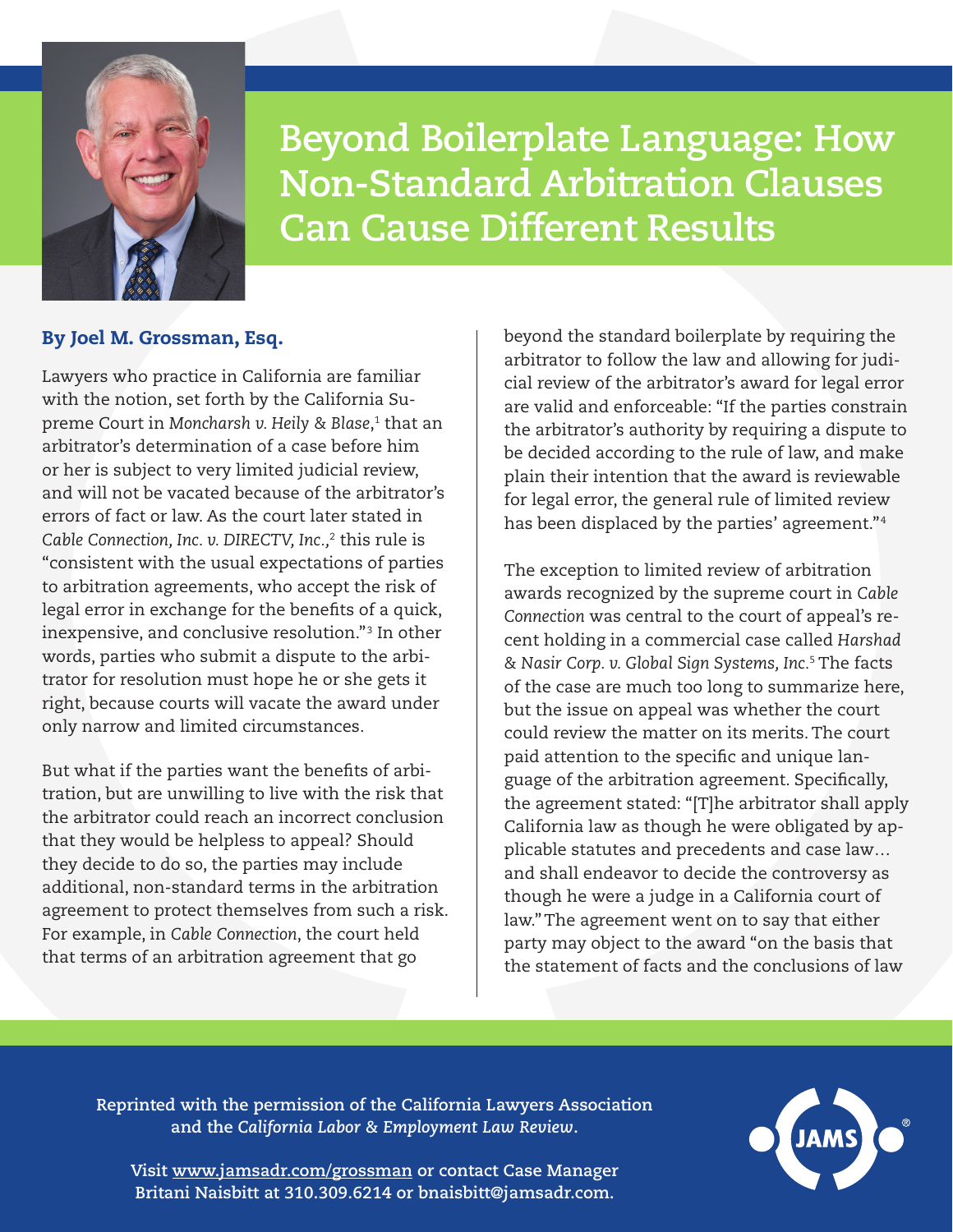# Beyond Boilerplate Language: How Non-Standard Arbitration Clauses Can Cause Different Results

**By Joel M. Grossman, Esq.**

Lawyers who practice in California are familiar with the notion, set forth by the California Supreme Court in *Moncharsh v. Heily & Blase*,[1] that an arbitrator's determination of a case before him or her is subject to very limited judicial review, and will not be vacated because of the arbitrator's errors of fact or law. As the court later stated in *Cable Connection, Inc. v. DIRECTV, Inc.*,[2] this rule is "consistent with the usual expectations of parties to arbitration agreements, who accept the risk of legal error in exchange for the benefits of a quick, inexpensive, and conclusive resolution."[3] In other words, parties who submit a dispute to the arbitrator for resolution must hope he or she gets it right, because courts will vacate the award under only narrow and limited circumstances.

But what if the parties want the benefits of arbitration, but are unwilling to live with the risk that the arbitrator could reach an incorrect conclusion that they would be helpless to appeal? Should they decide to do so, the parties may include additional, non-standard terms in the arbitration agreement to protect themselves from such a risk. For example, in *Cable Connection*, the court held that terms of an arbitration agreement that go beyond the standard boilerplate by requiring the arbitrator to follow the law and allowing for judicial review of the arbitrator's award for legal error are valid and enforceable: "If the parties constrain the arbitrator's authority by requiring a dispute to be decided according to the rule of law, and make plain their intention that the award is reviewable for legal error, the general rule of limited review has been displaced by the parties' agreement."[4]

The exception to limited review of arbitration awards recognized by the supreme court in *Cable Connection* was central to the court of appeal's recent holding in a commercial case called *Harshad & Nasir Corp. v. Global Sign Systems, Inc.*[5] The facts of the case are much too long to summarize here, but the issue on appeal was whether the court could review the matter on its merits. The court paid attention to the specific and unique language of the arbitration agreement. Specifically, the agreement stated: "[T]he arbitrator shall apply California law as though he were obligated by applicable statutes and precedents and case law… and shall endeavor to decide the controversy as though he were a judge in a California court of law." The agreement went on to say that either party may object to the award "on the basis that the statement of facts and the conclusions of law

Reprinted with the permission of the California Lawyers Association and the *California Labor & Employment Law Review*.

Visit www.jamsadr.com/grossman or contact Case Manager Britani Naisbitt at 310.309.6214 or bnaisbitt@jamsadr.com.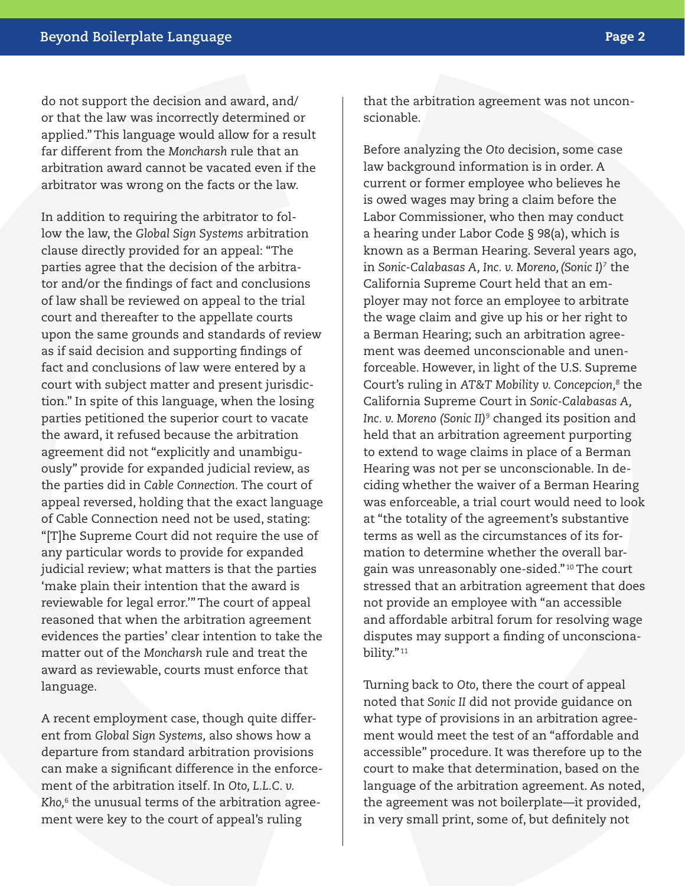do not support the decision and award, and/or that the law was incorrectly determined or applied." This language would allow for a result far different from the *Moncharsh* rule that an arbitration award cannot be vacated even if the arbitrator was wrong on the facts or the law.

In addition to requiring the arbitrator to follow the law, the *Global Sign Systems* arbitration clause directly provided for an appeal: "The parties agree that the decision of the arbitrator and/or the findings of fact and conclusions of law shall be reviewed on appeal to the trial court and thereafter to the appellate courts upon the same grounds and standards of review as if said decision and supporting findings of fact and conclusions of law were entered by a court with subject matter and present jurisdiction." In spite of this language, when the losing parties petitioned the superior court to vacate the award, it refused because the arbitration agreement did not "explicitly and unambiguously" provide for expanded judicial review, as the parties did in *Cable Connection.* The court of appeal reversed, holding that the exact language of Cable Connection need not be used, stating: "[T]he Supreme Court did not require the use of any particular words to provide for expanded judicial review; what matters is that the parties 'make plain their intention that the award is reviewable for legal error.'" The court of appeal reasoned that when the arbitration agreement evidences the parties' clear intention to take the matter out of the *Moncharsh* rule and treat the award as reviewable, courts must enforce that language.

A recent employment case, though quite different from *Global Sign Systems,* also shows how a departure from standard arbitration provisions can make a significant difference in the enforcement of the arbitration itself. In *Oto, L.L.C. v. Kho,*[6] the unusual terms of the arbitration agreement were key to the court of appeal's ruling that the arbitration agreement was not unconscionable.

Before analyzing the *Oto* decision, some case law background information is in order. A current or former employee who believes he is owed wages may bring a claim before the Labor Commissioner, who then may conduct a hearing under Labor Code § 98(a), which is known as a Berman Hearing. Several years ago, in *Sonic-Calabasas A, Inc. v. Moreno, (Sonic I)*[7] the California Supreme Court held that an employer may not force an employee to arbitrate the wage claim and give up his or her right to a Berman Hearing; such an arbitration agreement was deemed unconscionable and unenforceable. However, in light of the U.S. Supreme Court's ruling in *AT&T Mobility v. Concepcion,*[8] the California Supreme Court in *Sonic-Calabasas A, Inc. v. Moreno (Sonic II)*[9] changed its position and held that an arbitration agreement purporting to extend to wage claims in place of a Berman Hearing was not per se unconscionable. In deciding whether the waiver of a Berman Hearing was enforceable, a trial court would need to look at "the totality of the agreement's substantive terms as well as the circumstances of its formation to determine whether the overall bargain was unreasonably one-sided."[10] The court stressed that an arbitration agreement that does not provide an employee with "an accessible and affordable arbitral forum for resolving wage disputes may support a finding of unconscionability."[11]

Turning back to *Oto*, there the court of appeal noted that *Sonic II* did not provide guidance on what type of provisions in an arbitration agreement would meet the test of an "affordable and accessible" procedure. It was therefore up to the court to make that determination, based on the language of the arbitration agreement. As noted, the agreement was not boilerplate—it provided, in very small print, some of, but definitely not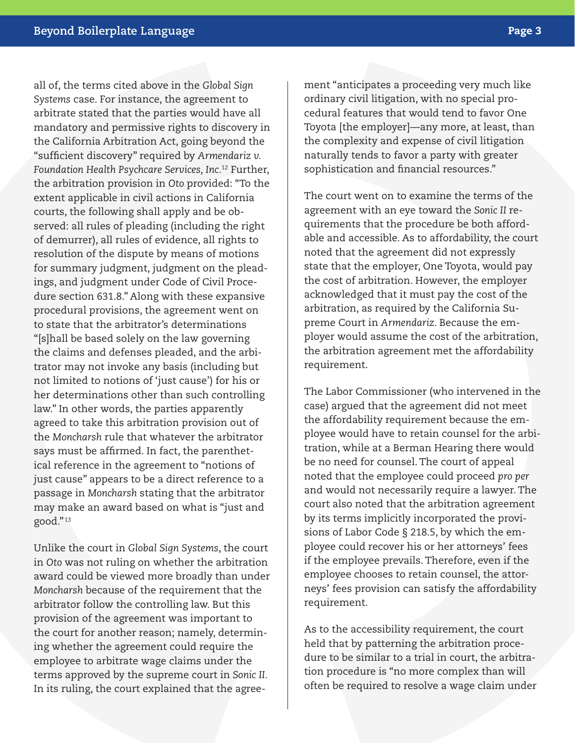all of, the terms cited above in the *Global Sign Systems* case. For instance, the agreement to arbitrate stated that the parties would have all mandatory and permissive rights to discovery in the California Arbitration Act, going beyond the "sufficient discovery" required by *Armendariz v. Foundation Health Psychcare Services, Inc.*[12] Further, the arbitration provision in *Oto* provided: "To the extent applicable in civil actions in California courts, the following shall apply and be observed: all rules of pleading (including the right of demurrer), all rules of evidence, all rights to resolution of the dispute by means of motions for summary judgment, judgment on the pleadings, and judgment under Code of Civil Procedure section 631.8." Along with these expansive procedural provisions, the agreement went on to state that the arbitrator's determinations "[s]hall be based solely on the law governing the claims and defenses pleaded, and the arbitrator may not invoke any basis (including but not limited to notions of 'just cause') for his or her determinations other than such controlling law." In other words, the parties apparently agreed to take this arbitration provision out of the *Moncharsh* rule that whatever the arbitrator says must be affirmed. In fact, the parenthetical reference in the agreement to "notions of just cause" appears to be a direct reference to a passage in *Moncharsh* stating that the arbitrator may make an award based on what is "just and good."[13]

Unlike the court in *Global Sign Systems*, the court in *Oto* was not ruling on whether the arbitration award could be viewed more broadly than under *Moncharsh* because of the requirement that the arbitrator follow the controlling law. But this provision of the agreement was important to the court for another reason; namely, determining whether the agreement could require the employee to arbitrate wage claims under the terms approved by the supreme court in *Sonic II*. In its ruling, the court explained that the agreement "anticipates a proceeding very much like ordinary civil litigation, with no special procedural features that would tend to favor One Toyota [the employer]—any more, at least, than the complexity and expense of civil litigation naturally tends to favor a party with greater sophistication and financial resources."

The court went on to examine the terms of the agreement with an eye toward the *Sonic II* requirements that the procedure be both affordable and accessible. As to affordability, the court noted that the agreement did not expressly state that the employer, One Toyota, would pay the cost of arbitration. However, the employer acknowledged that it must pay the cost of the arbitration, as required by the California Supreme Court in *Armendariz*. Because the employer would assume the cost of the arbitration, the arbitration agreement met the affordability requirement.

The Labor Commissioner (who intervened in the case) argued that the agreement did not meet the affordability requirement because the employee would have to retain counsel for the arbitration, while at a Berman Hearing there would be no need for counsel. The court of appeal noted that the employee could proceed *pro per* and would not necessarily require a lawyer. The court also noted that the arbitration agreement by its terms implicitly incorporated the provisions of Labor Code § 218.5, by which the employee could recover his or her attorneys' fees if the employee prevails. Therefore, even if the employee chooses to retain counsel, the attorneys' fees provision can satisfy the affordability requirement.

As to the accessibility requirement, the court held that by patterning the arbitration procedure to be similar to a trial in court, the arbitration procedure is "no more complex than will often be required to resolve a wage claim under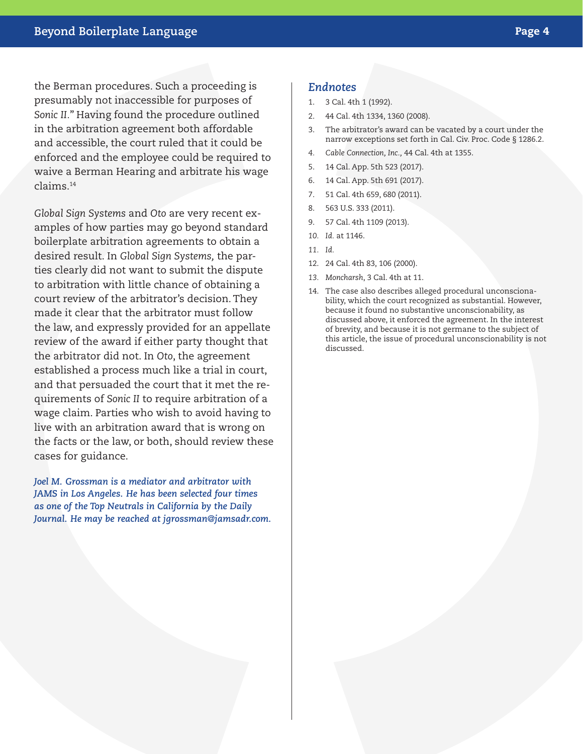the Berman procedures. Such a proceeding is presumably not inaccessible for purposes of *Sonic II*." Having found the procedure outlined in the arbitration agreement both affordable and accessible, the court ruled that it could be enforced and the employee could be required to waive a Berman Hearing and arbitrate his wage claims.[14]

*Global Sign Systems* and *Oto* are very recent examples of how parties may go beyond standard boilerplate arbitration agreements to obtain a desired result. In *Global Sign Systems,* the parties clearly did not want to submit the dispute to arbitration with little chance of obtaining a court review of the arbitrator's decision. They made it clear that the arbitrator must follow the law, and expressly provided for an appellate review of the award if either party thought that the arbitrator did not. In *Oto*, the agreement established a process much like a trial in court, and that persuaded the court that it met the requirements of *Sonic II* to require arbitration of a wage claim. Parties who wish to avoid having to live with an arbitration award that is wrong on the facts or the law, or both, should review these cases for guidance.

***Joel M. Grossman is a mediator and arbitrator with JAMS in Los Angeles. He has been selected four times as one of the Top Neutrals in California by the Daily Journal. He may be reached at jgrossman@jamsadr.com.***

## *Endnotes*

1. 3 Cal. 4th 1 (1992).
2. 44 Cal. 4th 1334, 1360 (2008).
3. The arbitrator's award can be vacated by a court under the narrow exceptions set forth in Cal. Civ. Proc. Code § 1286.2.
4. *Cable Connection, Inc.,* 44 Cal. 4th at 1355.
5. 14 Cal. App. 5th 523 (2017).
6. 14 Cal. App. 5th 691 (2017).
7. 51 Cal. 4th 659, 680 (2011).
8. 563 U.S. 333 (2011).
9. 57 Cal. 4th 1109 (2013).
10. *Id.* at 1146.
11. *Id.*
12. 24 Cal. 4th 83, 106 (2000).
13. *Moncharsh*, 3 Cal. 4th at 11.
14. The case also describes alleged procedural unconscionability, which the court recognized as substantial. However, because it found no substantive unconscionability, as discussed above, it enforced the agreement. In the interest of brevity, and because it is not germane to the subject of this article, the issue of procedural unconscionability is not discussed.